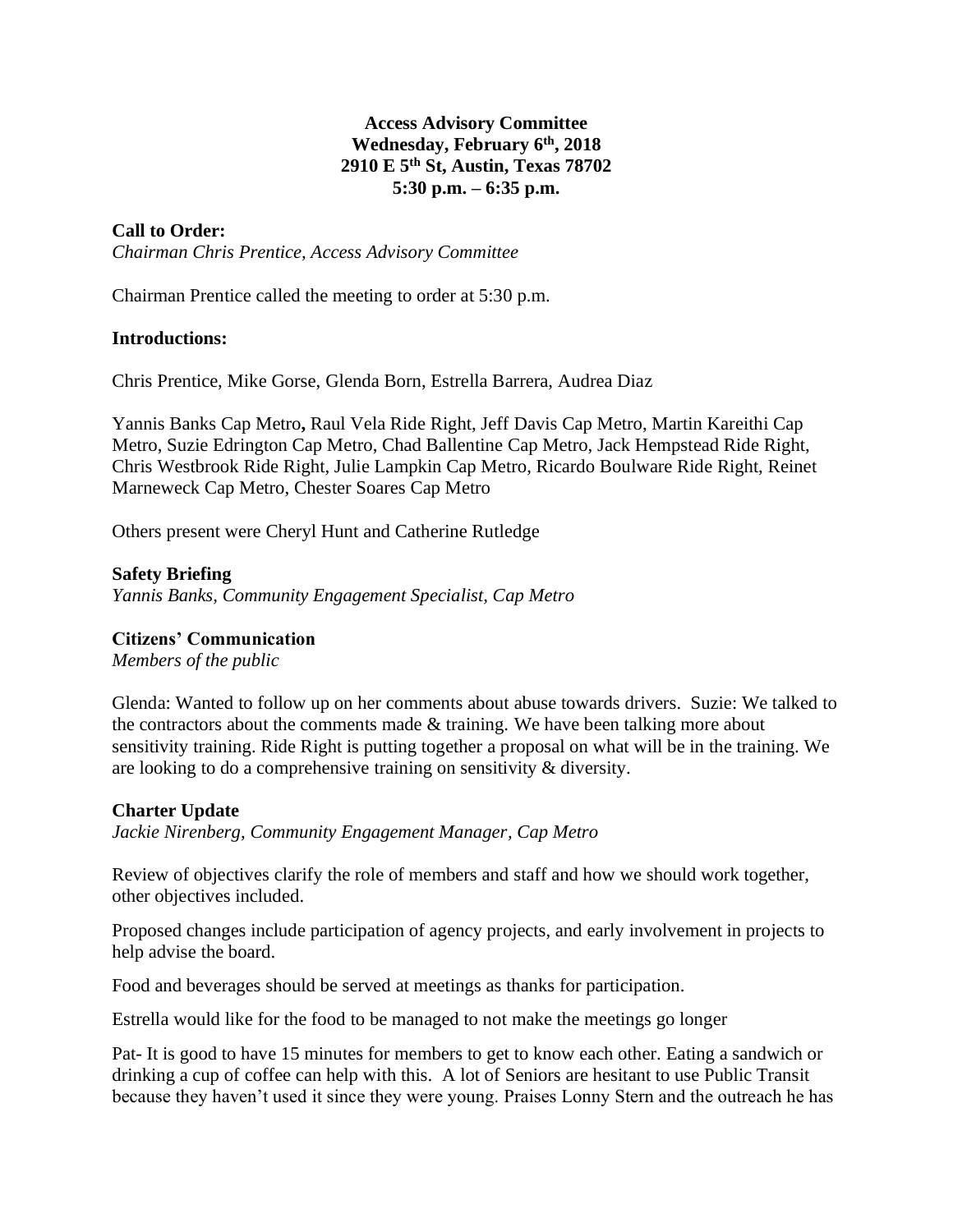**Access Advisory Committee**
**Wednesday, February 6th, 2018**
**2910 E 5th St, Austin, Texas 78702**
**5:30 p.m. – 6:35 p.m.**

**Call to Order:**
*Chairman Chris Prentice, Access Advisory Committee*

Chairman Prentice called the meeting to order at 5:30 p.m.

**Introductions:**

Chris Prentice, Mike Gorse, Glenda Born, Estrella Barrera, Audrea Diaz

Yannis Banks Cap Metro**,** Raul Vela Ride Right, Jeff Davis Cap Metro, Martin Kareithi Cap Metro, Suzie Edrington Cap Metro, Chad Ballentine Cap Metro, Jack Hempstead Ride Right, Chris Westbrook Ride Right, Julie Lampkin Cap Metro, Ricardo Boulware Ride Right, Reinet Marneweck Cap Metro, Chester Soares Cap Metro

Others present were Cheryl Hunt and Catherine Rutledge

**Safety Briefing**
*Yannis Banks, Community Engagement Specialist, Cap Metro*

**Citizens' Communication**
*Members of the public*

Glenda: Wanted to follow up on her comments about abuse towards drivers. Suzie: We talked to the contractors about the comments made & training. We have been talking more about sensitivity training. Ride Right is putting together a proposal on what will be in the training. We are looking to do a comprehensive training on sensitivity & diversity.

**Charter Update**
*Jackie Nirenberg, Community Engagement Manager, Cap Metro*

Review of objectives clarify the role of members and staff and how we should work together, other objectives included.

Proposed changes include participation of agency projects, and early involvement in projects to help advise the board.

Food and beverages should be served at meetings as thanks for participation.

Estrella would like for the food to be managed to not make the meetings go longer

Pat- It is good to have 15 minutes for members to get to know each other. Eating a sandwich or drinking a cup of coffee can help with this. A lot of Seniors are hesitant to use Public Transit because they haven't used it since they were young. Praises Lonny Stern and the outreach he has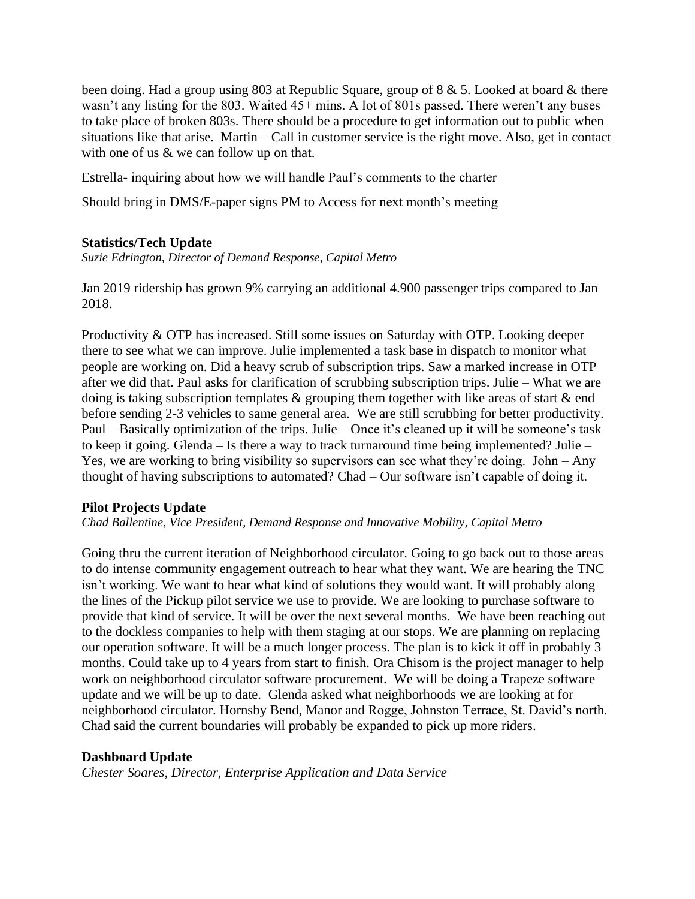been doing. Had a group using 803 at Republic Square, group of 8 & 5. Looked at board & there wasn't any listing for the 803. Waited 45+ mins. A lot of 801s passed. There weren't any buses to take place of broken 803s. There should be a procedure to get information out to public when situations like that arise. Martin – Call in customer service is the right move. Also, get in contact with one of us & we can follow up on that.

Estrella- inquiring about how we will handle Paul's comments to the charter

Should bring in DMS/E-paper signs PM to Access for next month's meeting

**Statistics/Tech Update**

*Suzie Edrington, Director of Demand Response, Capital Metro*

Jan 2019 ridership has grown 9% carrying an additional 4.900 passenger trips compared to Jan 2018.

Productivity & OTP has increased. Still some issues on Saturday with OTP. Looking deeper there to see what we can improve. Julie implemented a task base in dispatch to monitor what people are working on. Did a heavy scrub of subscription trips. Saw a marked increase in OTP after we did that. Paul asks for clarification of scrubbing subscription trips. Julie – What we are doing is taking subscription templates & grouping them together with like areas of start & end before sending 2-3 vehicles to same general area. We are still scrubbing for better productivity. Paul – Basically optimization of the trips. Julie – Once it's cleaned up it will be someone's task to keep it going. Glenda – Is there a way to track turnaround time being implemented? Julie – Yes, we are working to bring visibility so supervisors can see what they're doing. John – Any thought of having subscriptions to automated? Chad – Our software isn't capable of doing it.

**Pilot Projects Update**

*Chad Ballentine, Vice President, Demand Response and Innovative Mobility, Capital Metro*

Going thru the current iteration of Neighborhood circulator. Going to go back out to those areas to do intense community engagement outreach to hear what they want. We are hearing the TNC isn't working. We want to hear what kind of solutions they would want. It will probably along the lines of the Pickup pilot service we use to provide. We are looking to purchase software to provide that kind of service. It will be over the next several months. We have been reaching out to the dockless companies to help with them staging at our stops. We are planning on replacing our operation software. It will be a much longer process. The plan is to kick it off in probably 3 months. Could take up to 4 years from start to finish. Ora Chisom is the project manager to help work on neighborhood circulator software procurement. We will be doing a Trapeze software update and we will be up to date. Glenda asked what neighborhoods we are looking at for neighborhood circulator. Hornsby Bend, Manor and Rogge, Johnston Terrace, St. David's north. Chad said the current boundaries will probably be expanded to pick up more riders.

**Dashboard Update**

*Chester Soares, Director, Enterprise Application and Data Service*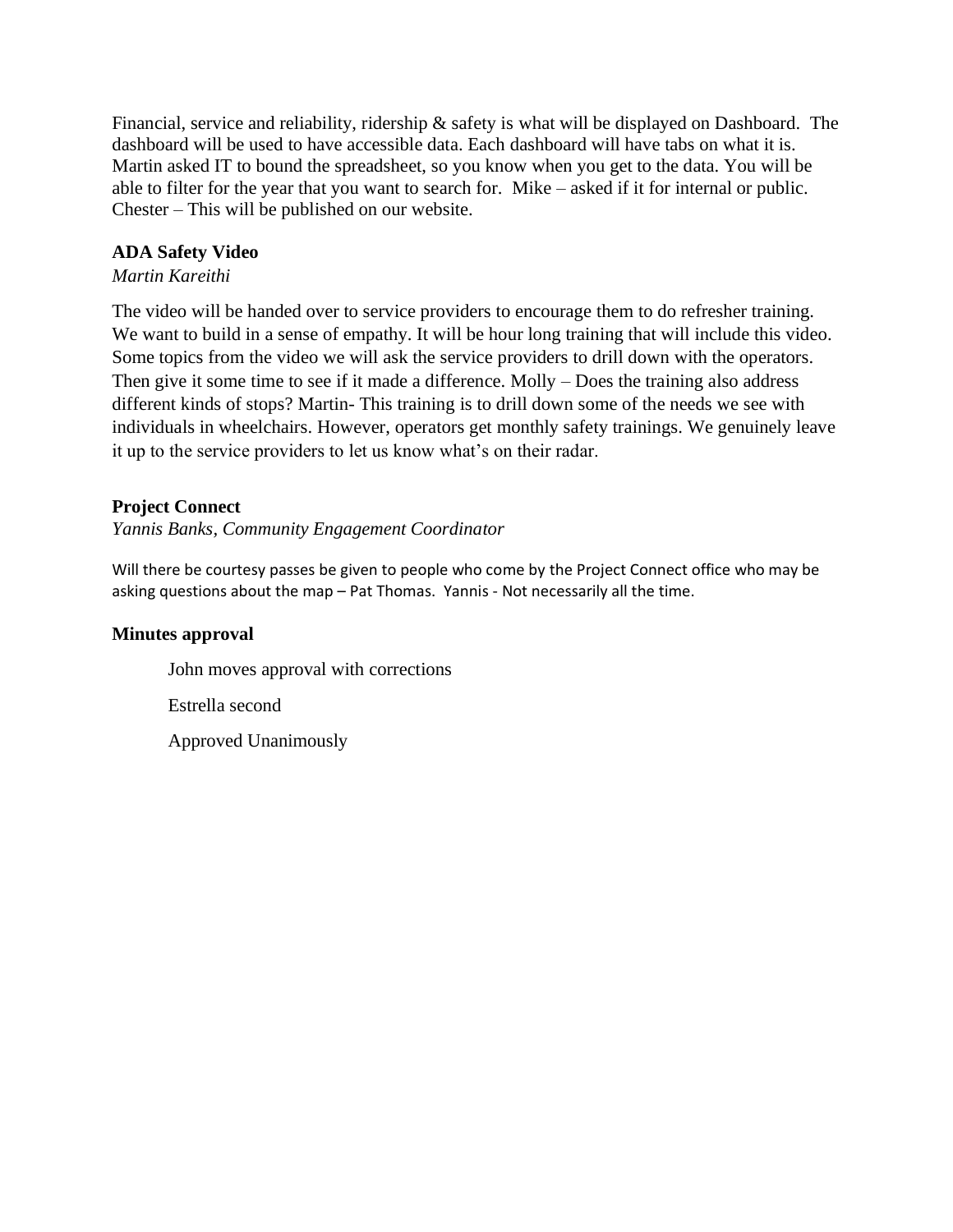Financial, service and reliability, ridership & safety is what will be displayed on Dashboard. The dashboard will be used to have accessible data. Each dashboard will have tabs on what it is. Martin asked IT to bound the spreadsheet, so you know when you get to the data. You will be able to filter for the year that you want to search for. Mike – asked if it for internal or public. Chester – This will be published on our website.

### ADA Safety Video

*Martin Kareithi*

The video will be handed over to service providers to encourage them to do refresher training. We want to build in a sense of empathy. It will be hour long training that will include this video. Some topics from the video we will ask the service providers to drill down with the operators. Then give it some time to see if it made a difference. Molly – Does the training also address different kinds of stops? Martin- This training is to drill down some of the needs we see with individuals in wheelchairs. However, operators get monthly safety trainings. We genuinely leave it up to the service providers to let us know what's on their radar.

### Project Connect

*Yannis Banks, Community Engagement Coordinator*

Will there be courtesy passes be given to people who come by the Project Connect office who may be asking questions about the map – Pat Thomas. Yannis - Not necessarily all the time.

### Minutes approval

John moves approval with corrections

Estrella second

Approved Unanimously